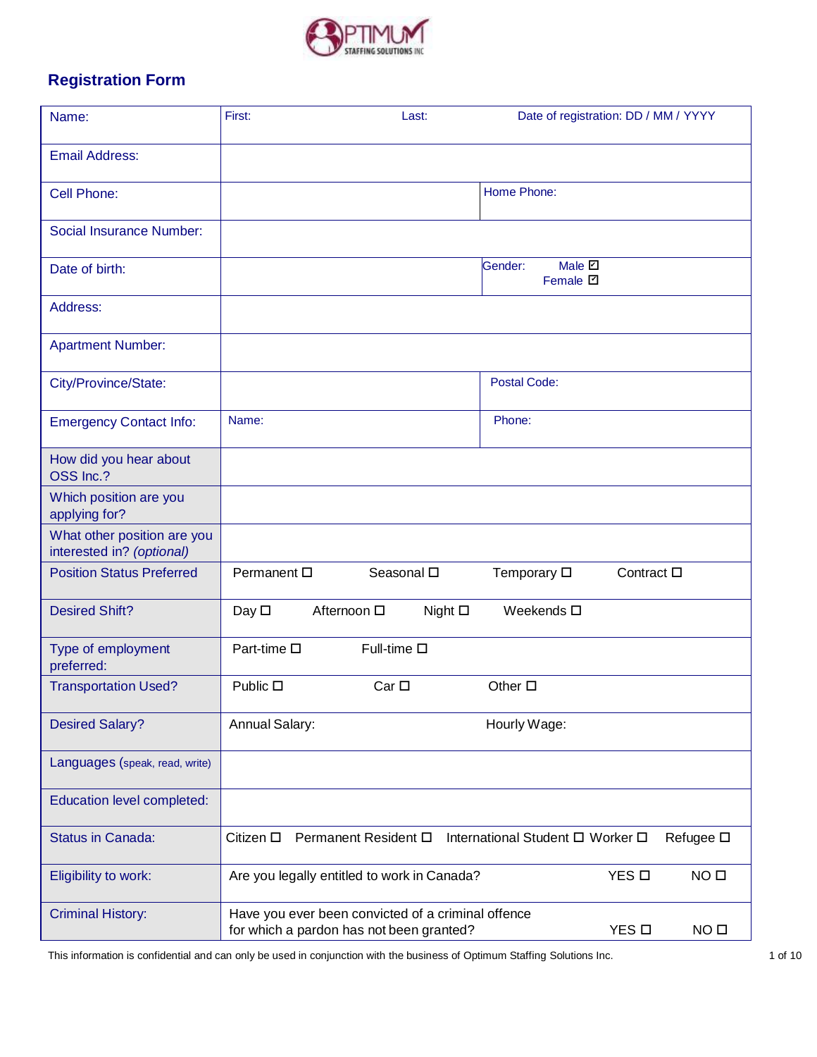OPTIMUM STAFFING SOLUTIONS INC

## Registration Form

| | | | |
|---|---|---|---|
| Name: | First: | Last: | Date of registration: DD / MM / YYYY |
| Email Address: | | | |
| Cell Phone: | | Home Phone: | |
| Social Insurance Number: | | | |
| Date of birth: | | Gender: Male ☐ Female ☐ | |
| Address: | | | |
| Apartment Number: | | | |
| City/Province/State: | | Postal Code: | |
| Emergency Contact Info: | Name: | Phone: | |
| How did you hear about OSS Inc.? | | | |
| Which position are you applying for? | | | |
| What other position are you interested in? *(optional)* | | | |
| Position Status Preferred | Permanent ☐ Seasonal ☐ | Temporary ☐ | Contract ☐ |
| Desired Shift? | Day ☐ Afternoon ☐ Night ☐ | Weekends ☐ | |
| Type of employment preferred: | Part-time ☐ Full-time ☐ | | |
| Transportation Used? | Public ☐ Car ☐ | Other ☐ | |
| Desired Salary? | Annual Salary: | Hourly Wage: | |
| Languages (speak, read, write) | | | |
| Education level completed: | | | |
| Status in Canada: | Citizen ☐ Permanent Resident ☐ | International Student ☐ Worker ☐ | Refugee ☐ |
| Eligibility to work: | Are you legally entitled to work in Canada? | YES ☐ | NO ☐ |
| Criminal History: | Have you ever been convicted of a criminal offence for which a pardon has not been granted? | YES ☐ | NO ☐ |

This information is confidential and can only be used in conjunction with the business of Optimum Staffing Solutions Inc.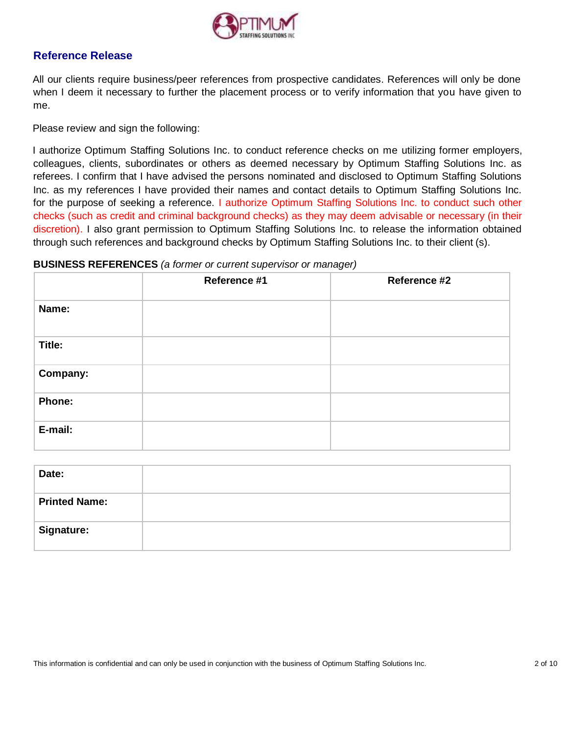## Reference Release

All our clients require business/peer references from prospective candidates. References will only be done when I deem it necessary to further the placement process or to verify information that you have given to me.

Please review and sign the following:

I authorize Optimum Staffing Solutions Inc. to conduct reference checks on me utilizing former employers, colleagues, clients, subordinates or others as deemed necessary by Optimum Staffing Solutions Inc. as referees. I confirm that I have advised the persons nominated and disclosed to Optimum Staffing Solutions Inc. as my references I have provided their names and contact details to Optimum Staffing Solutions Inc. for the purpose of seeking a reference. I authorize Optimum Staffing Solutions Inc. to conduct such other checks (such as credit and criminal background checks) as they may deem advisable or necessary (in their discretion). I also grant permission to Optimum Staffing Solutions Inc. to release the information obtained through such references and background checks by Optimum Staffing Solutions Inc. to their client (s).

**BUSINESS REFERENCES** *(a former or current supervisor or manager)*

| | **Reference #1** | **Reference #2** |
|---|---|---|
| **Name:** | | |
| **Title:** | | |
| **Company:** | | |
| **Phone:** | | |
| **E-mail:** | | |

| | |
|---|---|
| **Date:** | |
| **Printed Name:** | |
| **Signature:** | |

This information is confidential and can only be used in conjunction with the business of Optimum Staffing Solutions Inc.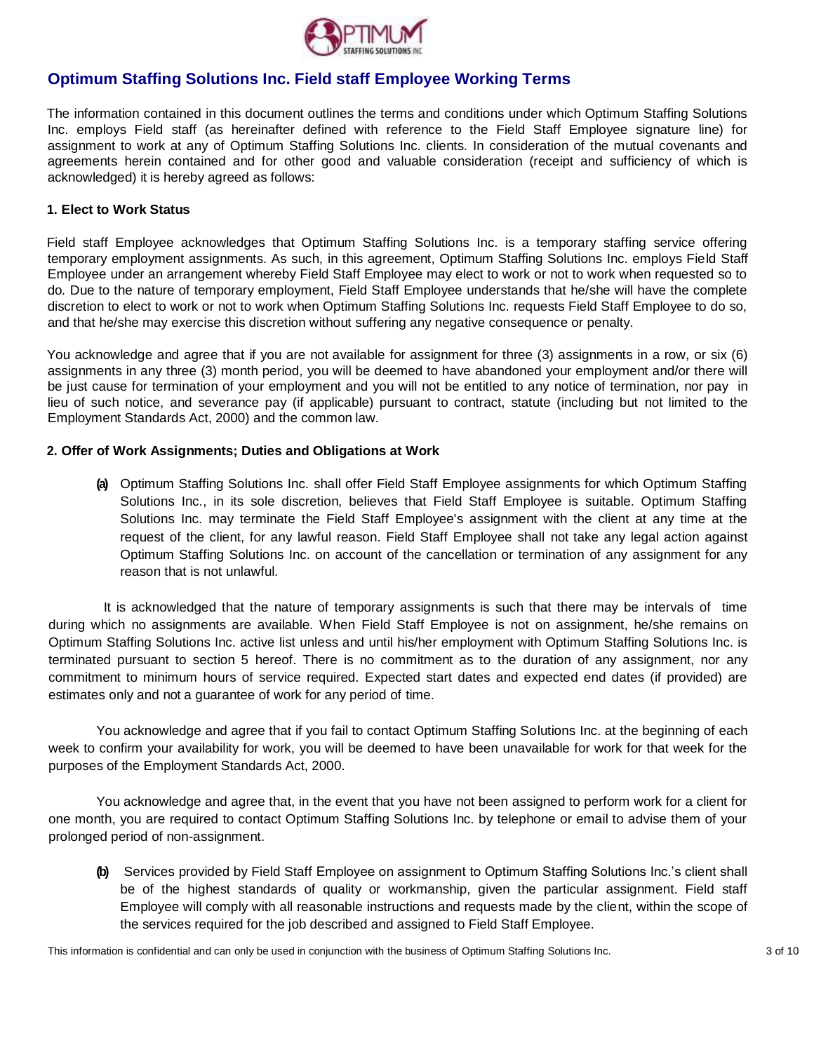## Optimum Staffing Solutions Inc. Field staff Employee Working Terms

The information contained in this document outlines the terms and conditions under which Optimum Staffing Solutions Inc. employs Field staff (as hereinafter defined with reference to the Field Staff Employee signature line) for assignment to work at any of Optimum Staffing Solutions Inc. clients. In consideration of the mutual covenants and agreements herein contained and for other good and valuable consideration (receipt and sufficiency of which is acknowledged) it is hereby agreed as follows:

### 1. Elect to Work Status

Field staff Employee acknowledges that Optimum Staffing Solutions Inc. is a temporary staffing service offering temporary employment assignments. As such, in this agreement, Optimum Staffing Solutions Inc. employs Field Staff Employee under an arrangement whereby Field Staff Employee may elect to work or not to work when requested so to do. Due to the nature of temporary employment, Field Staff Employee understands that he/she will have the complete discretion to elect to work or not to work when Optimum Staffing Solutions Inc. requests Field Staff Employee to do so, and that he/she may exercise this discretion without suffering any negative consequence or penalty.

You acknowledge and agree that if you are not available for assignment for three (3) assignments in a row, or six (6) assignments in any three (3) month period, you will be deemed to have abandoned your employment and/or there will be just cause for termination of your employment and you will not be entitled to any notice of termination, nor pay in lieu of such notice, and severance pay (if applicable) pursuant to contract, statute (including but not limited to the Employment Standards Act, 2000) and the common law.

### 2. Offer of Work Assignments; Duties and Obligations at Work

**(a)** Optimum Staffing Solutions Inc. shall offer Field Staff Employee assignments for which Optimum Staffing Solutions Inc., in its sole discretion, believes that Field Staff Employee is suitable. Optimum Staffing Solutions Inc. may terminate the Field Staff Employee's assignment with the client at any time at the request of the client, for any lawful reason. Field Staff Employee shall not take any legal action against Optimum Staffing Solutions Inc. on account of the cancellation or termination of any assignment for any reason that is not unlawful.

It is acknowledged that the nature of temporary assignments is such that there may be intervals of time during which no assignments are available. When Field Staff Employee is not on assignment, he/she remains on Optimum Staffing Solutions Inc. active list unless and until his/her employment with Optimum Staffing Solutions Inc. is terminated pursuant to section 5 hereof. There is no commitment as to the duration of any assignment, nor any commitment to minimum hours of service required. Expected start dates and expected end dates (if provided) are estimates only and not a guarantee of work for any period of time.

You acknowledge and agree that if you fail to contact Optimum Staffing Solutions Inc. at the beginning of each week to confirm your availability for work, you will be deemed to have been unavailable for work for that week for the purposes of the Employment Standards Act, 2000.

You acknowledge and agree that, in the event that you have not been assigned to perform work for a client for one month, you are required to contact Optimum Staffing Solutions Inc. by telephone or email to advise them of your prolonged period of non-assignment.

**(b)** Services provided by Field Staff Employee on assignment to Optimum Staffing Solutions Inc.'s client shall be of the highest standards of quality or workmanship, given the particular assignment. Field staff Employee will comply with all reasonable instructions and requests made by the client, within the scope of the services required for the job described and assigned to Field Staff Employee.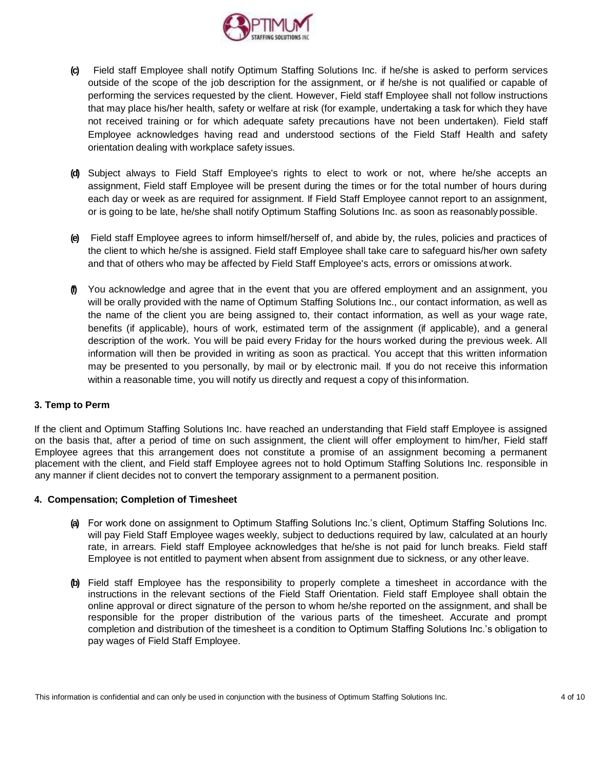**(c)** Field staff Employee shall notify Optimum Staffing Solutions Inc. if he/she is asked to perform services outside of the scope of the job description for the assignment, or if he/she is not qualified or capable of performing the services requested by the client. However, Field staff Employee shall not follow instructions that may place his/her health, safety or welfare at risk (for example, undertaking a task for which they have not received training or for which adequate safety precautions have not been undertaken). Field staff Employee acknowledges having read and understood sections of the Field Staff Health and safety orientation dealing with workplace safety issues.

**(d)** Subject always to Field Staff Employee's rights to elect to work or not, where he/she accepts an assignment, Field staff Employee will be present during the times or for the total number of hours during each day or week as are required for assignment. If Field Staff Employee cannot report to an assignment, or is going to be late, he/she shall notify Optimum Staffing Solutions Inc. as soon as reasonably possible.

**(e)** Field staff Employee agrees to inform himself/herself of, and abide by, the rules, policies and practices of the client to which he/she is assigned. Field staff Employee shall take care to safeguard his/her own safety and that of others who may be affected by Field Staff Employee's acts, errors or omissions at work.

**(f)** You acknowledge and agree that in the event that you are offered employment and an assignment, you will be orally provided with the name of Optimum Staffing Solutions Inc., our contact information, as well as the name of the client you are being assigned to, their contact information, as well as your wage rate, benefits (if applicable), hours of work, estimated term of the assignment (if applicable), and a general description of the work. You will be paid every Friday for the hours worked during the previous week. All information will then be provided in writing as soon as practical. You accept that this written information may be presented to you personally, by mail or by electronic mail. If you do not receive this information within a reasonable time, you will notify us directly and request a copy of this information.

### 3. Temp to Perm

If the client and Optimum Staffing Solutions Inc. have reached an understanding that Field staff Employee is assigned on the basis that, after a period of time on such assignment, the client will offer employment to him/her, Field staff Employee agrees that this arrangement does not constitute a promise of an assignment becoming a permanent placement with the client, and Field staff Employee agrees not to hold Optimum Staffing Solutions Inc. responsible in any manner if client decides not to convert the temporary assignment to a permanent position.

### 4. Compensation; Completion of Timesheet

**(a)** For work done on assignment to Optimum Staffing Solutions Inc.'s client, Optimum Staffing Solutions Inc. will pay Field Staff Employee wages weekly, subject to deductions required by law, calculated at an hourly rate, in arrears. Field staff Employee acknowledges that he/she is not paid for lunch breaks. Field staff Employee is not entitled to payment when absent from assignment due to sickness, or any other leave.

**(b)** Field staff Employee has the responsibility to properly complete a timesheet in accordance with the instructions in the relevant sections of the Field Staff Orientation. Field staff Employee shall obtain the online approval or direct signature of the person to whom he/she reported on the assignment, and shall be responsible for the proper distribution of the various parts of the timesheet. Accurate and prompt completion and distribution of the timesheet is a condition to Optimum Staffing Solutions Inc.'s obligation to pay wages of Field Staff Employee.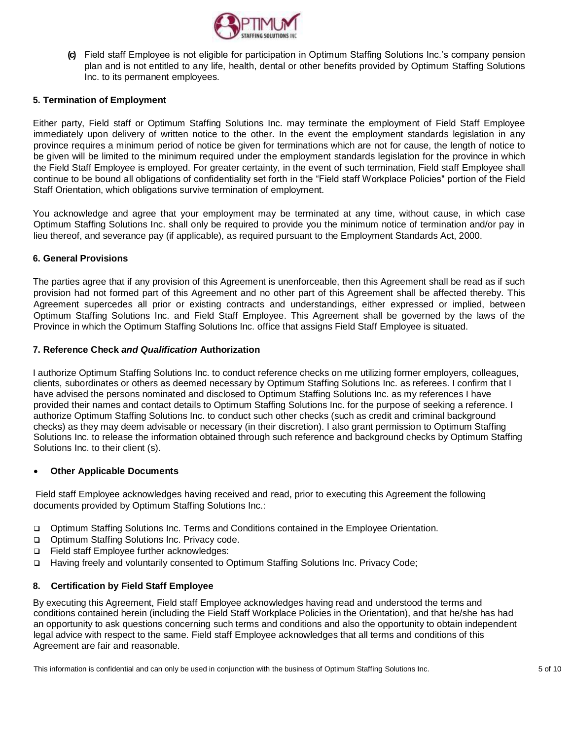**(c)** Field staff Employee is not eligible for participation in Optimum Staffing Solutions Inc.'s company pension plan and is not entitled to any life, health, dental or other benefits provided by Optimum Staffing Solutions Inc. to its permanent employees.

### 5. Termination of Employment

Either party, Field staff or Optimum Staffing Solutions Inc. may terminate the employment of Field Staff Employee immediately upon delivery of written notice to the other. In the event the employment standards legislation in any province requires a minimum period of notice be given for terminations which are not for cause, the length of notice to be given will be limited to the minimum required under the employment standards legislation for the province in which the Field Staff Employee is employed. For greater certainty, in the event of such termination, Field staff Employee shall continue to be bound all obligations of confidentiality set forth in the "Field staff Workplace Policies" portion of the Field Staff Orientation, which obligations survive termination of employment.

You acknowledge and agree that your employment may be terminated at any time, without cause, in which case Optimum Staffing Solutions Inc. shall only be required to provide you the minimum notice of termination and/or pay in lieu thereof, and severance pay (if applicable), as required pursuant to the Employment Standards Act, 2000.

### 6. General Provisions

The parties agree that if any provision of this Agreement is unenforceable, then this Agreement shall be read as if such provision had not formed part of this Agreement and no other part of this Agreement shall be affected thereby. This Agreement supercedes all prior or existing contracts and understandings, either expressed or implied, between Optimum Staffing Solutions Inc. and Field Staff Employee. This Agreement shall be governed by the laws of the Province in which the Optimum Staffing Solutions Inc. office that assigns Field Staff Employee is situated.

### 7. Reference Check *and Qualification* Authorization

I authorize Optimum Staffing Solutions Inc. to conduct reference checks on me utilizing former employers, colleagues, clients, subordinates or others as deemed necessary by Optimum Staffing Solutions Inc. as referees. I confirm that I have advised the persons nominated and disclosed to Optimum Staffing Solutions Inc. as my references I have provided their names and contact details to Optimum Staffing Solutions Inc. for the purpose of seeking a reference. I authorize Optimum Staffing Solutions Inc. to conduct such other checks (such as credit and criminal background checks) as they may deem advisable or necessary (in their discretion). I also grant permission to Optimum Staffing Solutions Inc. to release the information obtained through such reference and background checks by Optimum Staffing Solutions Inc. to their client (s).

- **Other Applicable Documents**

Field staff Employee acknowledges having received and read, prior to executing this Agreement the following documents provided by Optimum Staffing Solutions Inc.:

- ❑ Optimum Staffing Solutions Inc. Terms and Conditions contained in the Employee Orientation.
- ❑ Optimum Staffing Solutions Inc. Privacy code.
- ❑ Field staff Employee further acknowledges:
- ❑ Having freely and voluntarily consented to Optimum Staffing Solutions Inc. Privacy Code;

### 8. Certification by Field Staff Employee

By executing this Agreement, Field staff Employee acknowledges having read and understood the terms and conditions contained herein (including the Field Staff Workplace Policies in the Orientation), and that he/she has had an opportunity to ask questions concerning such terms and conditions and also the opportunity to obtain independent legal advice with respect to the same. Field staff Employee acknowledges that all terms and conditions of this Agreement are fair and reasonable.

This information is confidential and can only be used in conjunction with the business of Optimum Staffing Solutions Inc.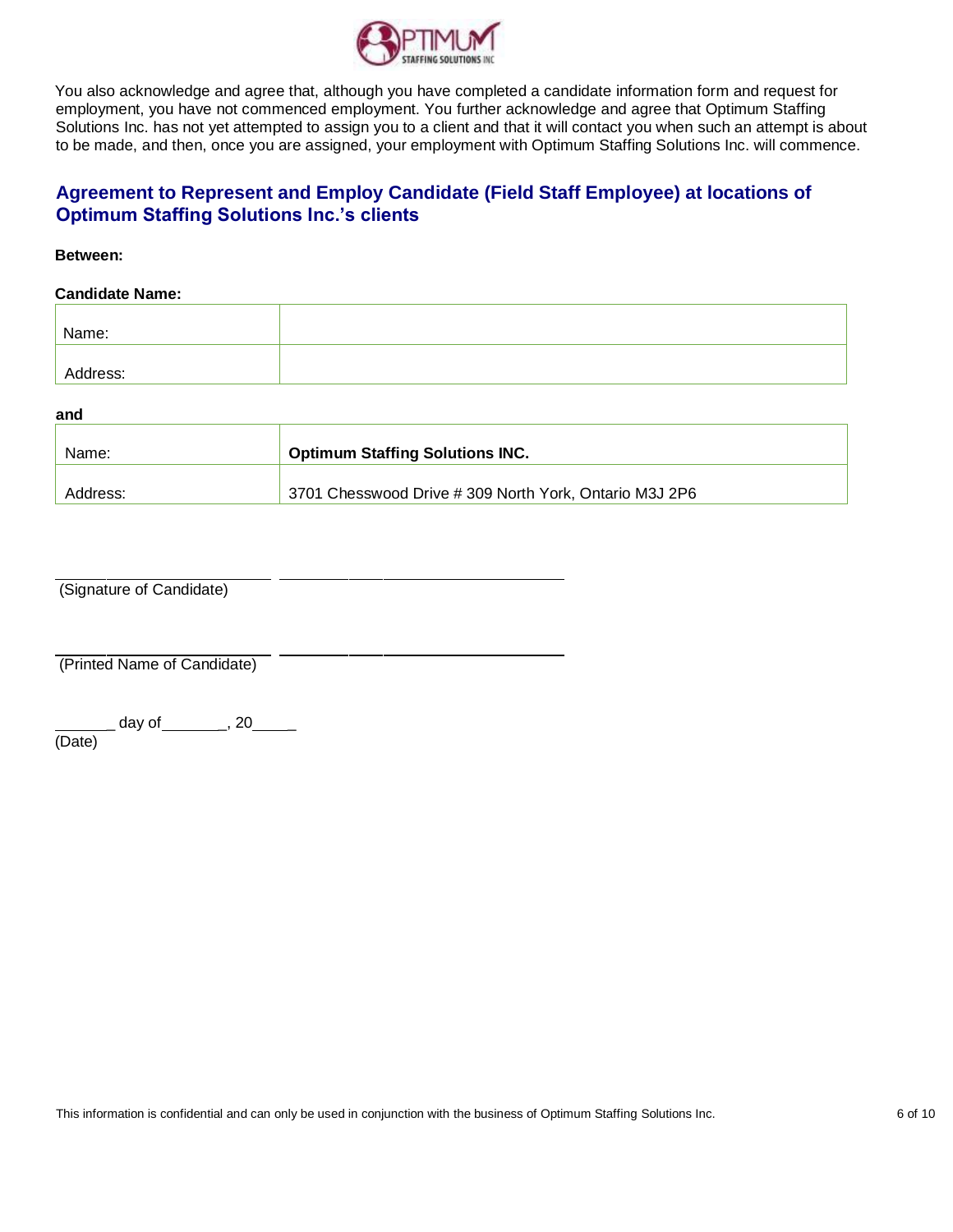You also acknowledge and agree that, although you have completed a candidate information form and request for employment, you have not commenced employment. You further acknowledge and agree that Optimum Staffing Solutions Inc. has not yet attempted to assign you to a client and that it will contact you when such an attempt is about to be made, and then, once you are assigned, your employment with Optimum Staffing Solutions Inc. will commence.

## Agreement to Represent and Employ Candidate (Field Staff Employee) at locations of Optimum Staffing Solutions Inc.'s clients

**Between:**

**Candidate Name:**

| Name: | |
|---|---|
| Address: | |

**and**

| Name: | **Optimum Staffing Solutions INC.** |
|---|---|
| Address: | 3701 Chesswood Drive # 309 North York, Ontario M3J 2P6 |

______________________________ ______________________________
(Signature of Candidate)

______________________________ ______________________________
(Printed Name of Candidate)

_______ day of________, 20_____
(Date)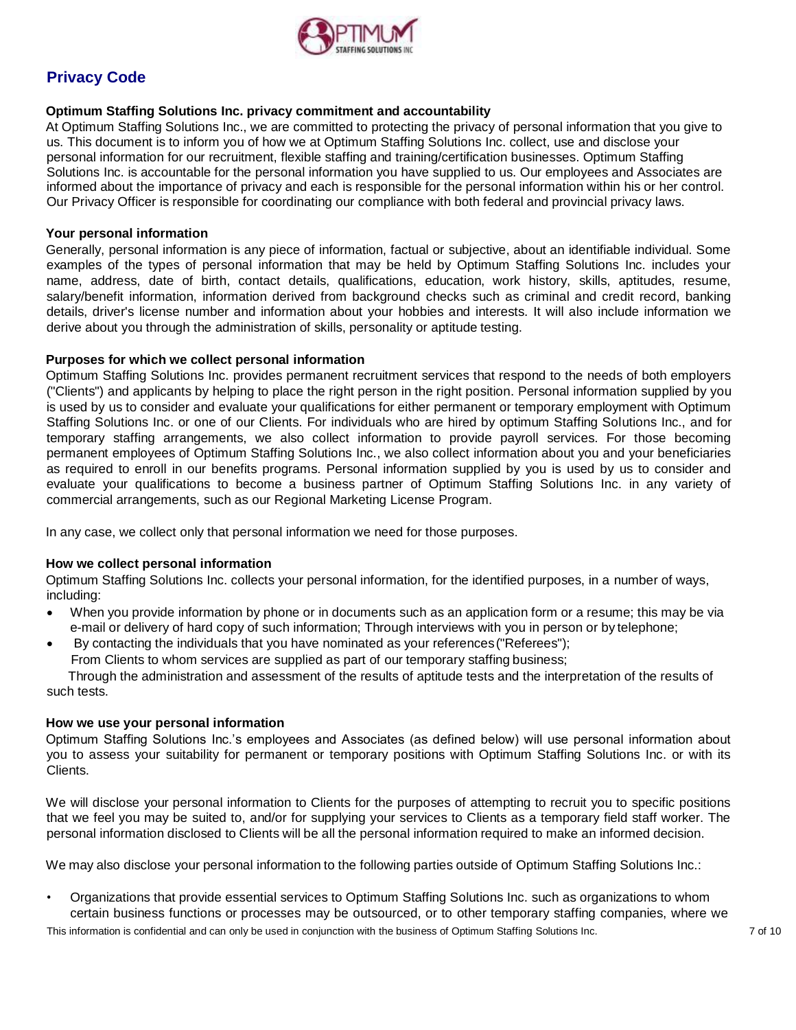## Privacy Code

### Optimum Staffing Solutions Inc. privacy commitment and accountability

At Optimum Staffing Solutions Inc., we are committed to protecting the privacy of personal information that you give to us. This document is to inform you of how we at Optimum Staffing Solutions Inc. collect, use and disclose your personal information for our recruitment, flexible staffing and training/certification businesses. Optimum Staffing Solutions Inc. is accountable for the personal information you have supplied to us. Our employees and Associates are informed about the importance of privacy and each is responsible for the personal information within his or her control. Our Privacy Officer is responsible for coordinating our compliance with both federal and provincial privacy laws.

### Your personal information

Generally, personal information is any piece of information, factual or subjective, about an identifiable individual. Some examples of the types of personal information that may be held by Optimum Staffing Solutions Inc. includes your name, address, date of birth, contact details, qualifications, education, work history, skills, aptitudes, resume, salary/benefit information, information derived from background checks such as criminal and credit record, banking details, driver's license number and information about your hobbies and interests. It will also include information we derive about you through the administration of skills, personality or aptitude testing.

### Purposes for which we collect personal information

Optimum Staffing Solutions Inc. provides permanent recruitment services that respond to the needs of both employers ("Clients") and applicants by helping to place the right person in the right position. Personal information supplied by you is used by us to consider and evaluate your qualifications for either permanent or temporary employment with Optimum Staffing Solutions Inc. or one of our Clients. For individuals who are hired by optimum Staffing Solutions Inc., and for temporary staffing arrangements, we also collect information to provide payroll services. For those becoming permanent employees of Optimum Staffing Solutions Inc., we also collect information about you and your beneficiaries as required to enroll in our benefits programs. Personal information supplied by you is used by us to consider and evaluate your qualifications to become a business partner of Optimum Staffing Solutions Inc. in any variety of commercial arrangements, such as our Regional Marketing License Program.

In any case, we collect only that personal information we need for those purposes.

### How we collect personal information

Optimum Staffing Solutions Inc. collects your personal information, for the identified purposes, in a number of ways, including:

- When you provide information by phone or in documents such as an application form or a resume; this may be via e-mail or delivery of hard copy of such information; Through interviews with you in person or by telephone;
- By contacting the individuals that you have nominated as your references ("Referees");
  From Clients to whom services are supplied as part of our temporary staffing business;
  Through the administration and assessment of the results of aptitude tests and the interpretation of the results of such tests.

### How we use your personal information

Optimum Staffing Solutions Inc.'s employees and Associates (as defined below) will use personal information about you to assess your suitability for permanent or temporary positions with Optimum Staffing Solutions Inc. or with its Clients.

We will disclose your personal information to Clients for the purposes of attempting to recruit you to specific positions that we feel you may be suited to, and/or for supplying your services to Clients as a temporary field staff worker. The personal information disclosed to Clients will be all the personal information required to make an informed decision.

We may also disclose your personal information to the following parties outside of Optimum Staffing Solutions Inc.:

- Organizations that provide essential services to Optimum Staffing Solutions Inc. such as organizations to whom certain business functions or processes may be outsourced, or to other temporary staffing companies, where we

This information is confidential and can only be used in conjunction with the business of Optimum Staffing Solutions Inc.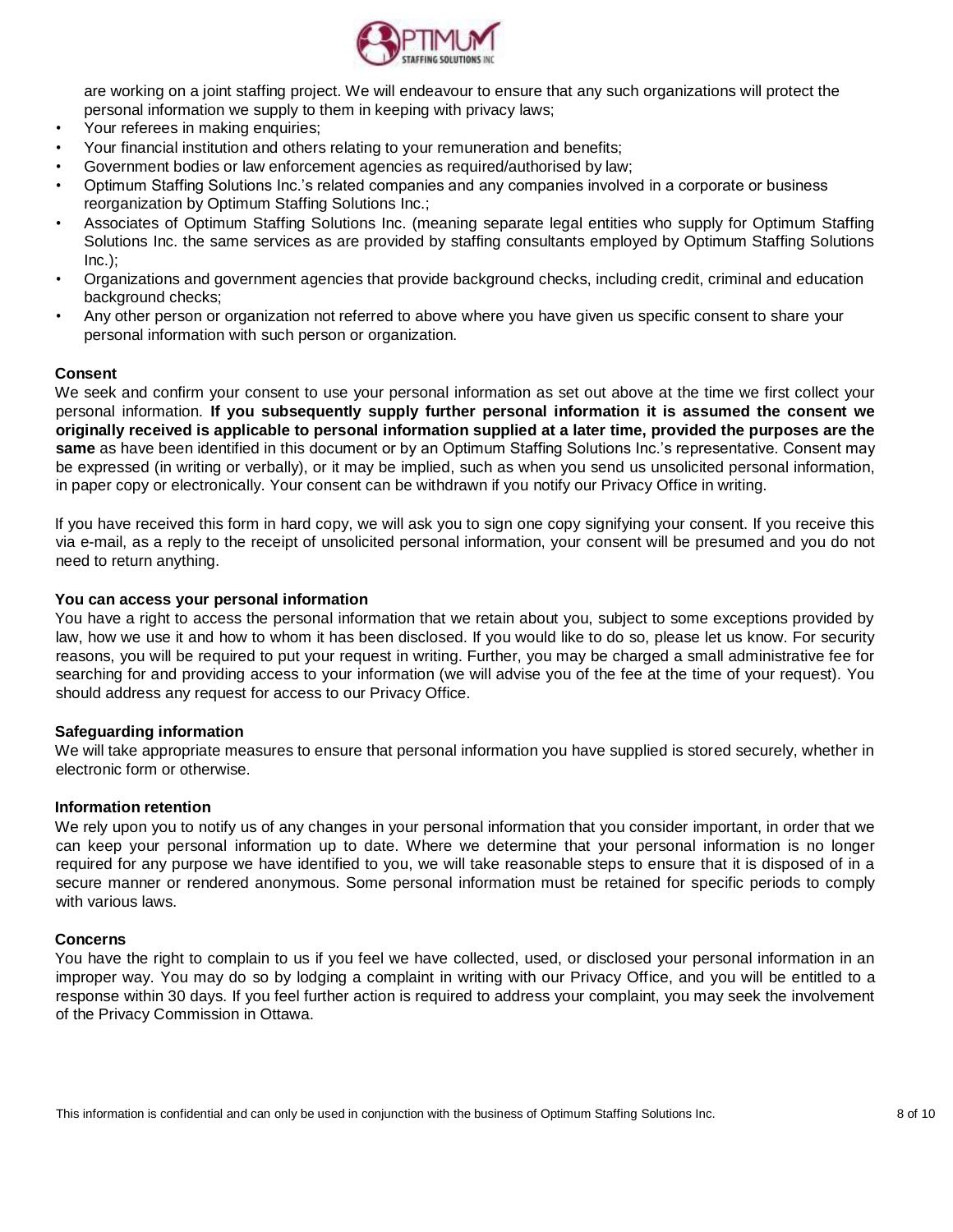are working on a joint staffing project. We will endeavour to ensure that any such organizations will protect the personal information we supply to them in keeping with privacy laws;

- Your referees in making enquiries;
- Your financial institution and others relating to your remuneration and benefits;
- Government bodies or law enforcement agencies as required/authorised by law;
- Optimum Staffing Solutions Inc.'s related companies and any companies involved in a corporate or business reorganization by Optimum Staffing Solutions Inc.;
- Associates of Optimum Staffing Solutions Inc. (meaning separate legal entities who supply for Optimum Staffing Solutions Inc. the same services as are provided by staffing consultants employed by Optimum Staffing Solutions Inc.);
- Organizations and government agencies that provide background checks, including credit, criminal and education background checks;
- Any other person or organization not referred to above where you have given us specific consent to share your personal information with such person or organization.

**Consent**

We seek and confirm your consent to use your personal information as set out above at the time we first collect your personal information. **If you subsequently supply further personal information it is assumed the consent we originally received is applicable to personal information supplied at a later time, provided the purposes are the same** as have been identified in this document or by an Optimum Staffing Solutions Inc.'s representative. Consent may be expressed (in writing or verbally), or it may be implied, such as when you send us unsolicited personal information, in paper copy or electronically. Your consent can be withdrawn if you notify our Privacy Office in writing.

If you have received this form in hard copy, we will ask you to sign one copy signifying your consent. If you receive this via e-mail, as a reply to the receipt of unsolicited personal information, your consent will be presumed and you do not need to return anything.

**You can access your personal information**

You have a right to access the personal information that we retain about you, subject to some exceptions provided by law, how we use it and how to whom it has been disclosed. If you would like to do so, please let us know. For security reasons, you will be required to put your request in writing. Further, you may be charged a small administrative fee for searching for and providing access to your information (we will advise you of the fee at the time of your request). You should address any request for access to our Privacy Office.

**Safeguarding information**

We will take appropriate measures to ensure that personal information you have supplied is stored securely, whether in electronic form or otherwise.

**Information retention**

We rely upon you to notify us of any changes in your personal information that you consider important, in order that we can keep your personal information up to date. Where we determine that your personal information is no longer required for any purpose we have identified to you, we will take reasonable steps to ensure that it is disposed of in a secure manner or rendered anonymous. Some personal information must be retained for specific periods to comply with various laws.

**Concerns**

You have the right to complain to us if you feel we have collected, used, or disclosed your personal information in an improper way. You may do so by lodging a complaint in writing with our Privacy Office, and you will be entitled to a response within 30 days. If you feel further action is required to address your complaint, you may seek the involvement of the Privacy Commission in Ottawa.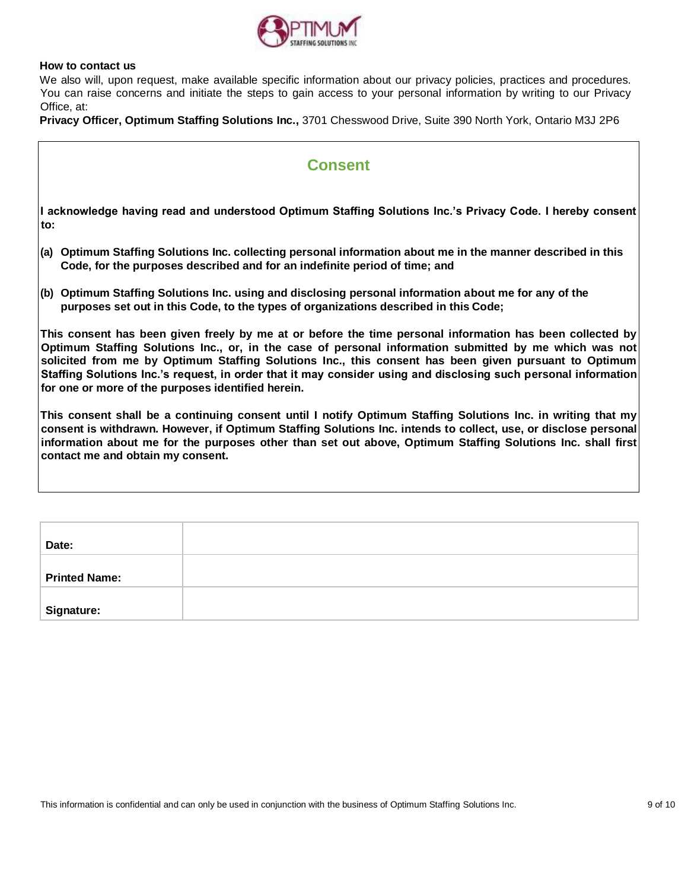**How to contact us**

We also will, upon request, make available specific information about our privacy policies, practices and procedures. You can raise concerns and initiate the steps to gain access to your personal information by writing to our Privacy Office, at:

**Privacy Officer, Optimum Staffing Solutions Inc.,** 3701 Chesswood Drive, Suite 390 North York, Ontario M3J 2P6

## Consent

**I acknowledge having read and understood Optimum Staffing Solutions Inc.'s Privacy Code. I hereby consent to:**

**(a) Optimum Staffing Solutions Inc. collecting personal information about me in the manner described in this Code, for the purposes described and for an indefinite period of time; and**

**(b) Optimum Staffing Solutions Inc. using and disclosing personal information about me for any of the purposes set out in this Code, to the types of organizations described in this Code;**

**This consent has been given freely by me at or before the time personal information has been collected by Optimum Staffing Solutions Inc., or, in the case of personal information submitted by me which was not solicited from me by Optimum Staffing Solutions Inc., this consent has been given pursuant to Optimum Staffing Solutions Inc.'s request, in order that it may consider using and disclosing such personal information for one or more of the purposes identified herein.**

**This consent shall be a continuing consent until I notify Optimum Staffing Solutions Inc. in writing that my consent is withdrawn. However, if Optimum Staffing Solutions Inc. intends to collect, use, or disclose personal information about me for the purposes other than set out above, Optimum Staffing Solutions Inc. shall first contact me and obtain my consent.**

| | |
|---|---|
| **Date:** | |
| **Printed Name:** | |
| **Signature:** | |

This information is confidential and can only be used in conjunction with the business of Optimum Staffing Solutions Inc.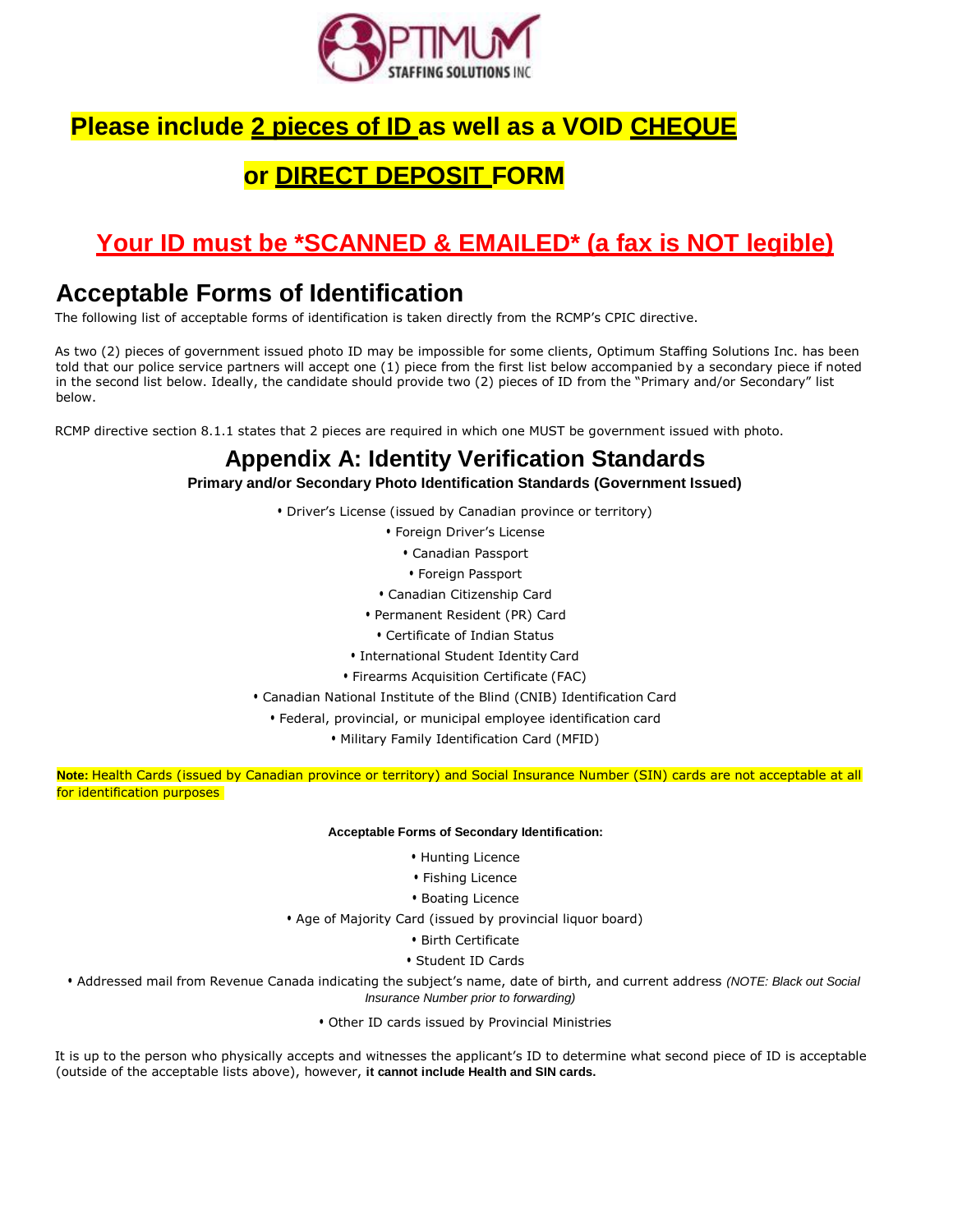**Please include 2 pieces of ID as well as a VOID CHEQUE**

**or DIRECT DEPOSIT FORM**

**Your ID must be *SCANNED & EMAILED* (a fax is NOT legible)**

## Acceptable Forms of Identification

The following list of acceptable forms of identification is taken directly from the RCMP's CPIC directive.

As two (2) pieces of government issued photo ID may be impossible for some clients, Optimum Staffing Solutions Inc. has been told that our police service partners will accept one (1) piece from the first list below accompanied by a secondary piece if noted in the second list below. Ideally, the candidate should provide two (2) pieces of ID from the "Primary and/or Secondary" list below.

RCMP directive section 8.1.1 states that 2 pieces are required in which one MUST be government issued with photo.

## Appendix A: Identity Verification Standards

**Primary and/or Secondary Photo Identification Standards (Government Issued)**

- Driver's License (issued by Canadian province or territory)
- Foreign Driver's License
- Canadian Passport
- Foreign Passport
- Canadian Citizenship Card
- Permanent Resident (PR) Card
- Certificate of Indian Status
- International Student Identity Card
- Firearms Acquisition Certificate (FAC)
- Canadian National Institute of the Blind (CNIB) Identification Card
- Federal, provincial, or municipal employee identification card
- Military Family Identification Card (MFID)

**Note:** Health Cards (issued by Canadian province or territory) and Social Insurance Number (SIN) cards are not acceptable at all for identification purposes

**Acceptable Forms of Secondary Identification:**

- Hunting Licence
- Fishing Licence
- Boating Licence
- Age of Majority Card (issued by provincial liquor board)
- Birth Certificate
- Student ID Cards
- Addressed mail from Revenue Canada indicating the subject's name, date of birth, and current address *(NOTE: Black out Social Insurance Number prior to forwarding)*
- Other ID cards issued by Provincial Ministries

It is up to the person who physically accepts and witnesses the applicant's ID to determine what second piece of ID is acceptable (outside of the acceptable lists above), however, **it cannot include Health and SIN cards.**